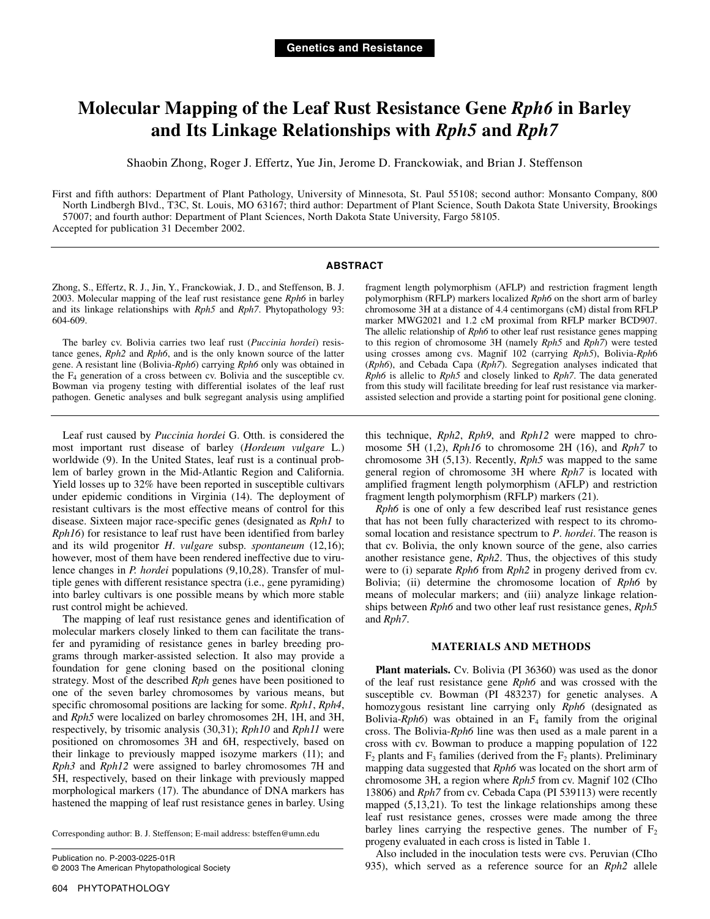Genetics and Resistance

# Molecular Mapping of the Leaf Rust Resistance Gene *Rph6* in Barley and Its Linkage Relationships with *Rph5* and *Rph7*

Shaobin Zhong, Roger J. Effertz, Yue Jin, Jerome D. Franckowiak, and Brian J. Steffenson

First and fifth authors: Department of Plant Pathology, University of Minnesota, St. Paul 55108; second author: Monsanto Company, 800 North Lindbergh Blvd., T3C, St. Louis, MO 63167; third author: Department of Plant Science, South Dakota State University, Brookings 57007; and fourth author: Department of Plant Sciences, North Dakota State University, Fargo 58105.

Accepted for publication 31 December 2002.

## ABSTRACT

Zhong, S., Effertz, R. J., Jin, Y., Franckowiak, J. D., and Steffenson, B. J. 2003. Molecular mapping of the leaf rust resistance gene *Rph6* in barley and its linkage relationships with *Rph5* and *Rph7*. Phytopathology 93:604-609.

The barley cv. Bolivia carries two leaf rust (*Puccinia hordei*) resistance genes, *Rph2* and *Rph6*, and is the only known source of the latter gene. A resistant line (Bolivia-*Rph6*) carrying *Rph6* only was obtained in the $F_4$ generation of a cross between cv. Bolivia and the susceptible cv. Bowman via progeny testing with differential isolates of the leaf rust pathogen. Genetic analyses and bulk segregant analysis using amplified fragment length polymorphism (AFLP) and restriction fragment length polymorphism (RFLP) markers localized *Rph6* on the short arm of barley chromosome 3H at a distance of 4.4 centimorgans (cM) distal from RFLP marker MWG2021 and 1.2 cM proximal from RFLP marker BCD907. The allelic relationship of *Rph6* to other leaf rust resistance genes mapping to this region of chromosome 3H (namely *Rph5* and *Rph7*) were tested using crosses among cvs. Magnif 102 (carrying *Rph5*), Bolivia-*Rph6* (*Rph6*), and Cebada Capa (*Rph7*). Segregation analyses indicated that *Rph6* is allelic to *Rph5* and closely linked to *Rph7*. The data generated from this study will facilitate breeding for leaf rust resistance via marker-assisted selection and provide a starting point for positional gene cloning.

Leaf rust caused by *Puccinia hordei* G. Otth. is considered the most important rust disease of barley (*Hordeum vulgare* L.) worldwide (9). In the United States, leaf rust is a continual problem of barley grown in the Mid-Atlantic Region and California. Yield losses up to 32% have been reported in susceptible cultivars under epidemic conditions in Virginia (14). The deployment of resistant cultivars is the most effective means of control for this disease. Sixteen major race-specific genes (designated as *Rph1* to *Rph16*) for resistance to leaf rust have been identified from barley and its wild progenitor *H. vulgare* subsp. *spontaneum* (12,16); however, most of them have been rendered ineffective due to virulence changes in *P. hordei* populations (9,10,28). Transfer of multiple genes with different resistance spectra (i.e., gene pyramiding) into barley cultivars is one possible means by which more stable rust control might be achieved.

The mapping of leaf rust resistance genes and identification of molecular markers closely linked to them can facilitate the transfer and pyramiding of resistance genes in barley breeding programs through marker-assisted selection. It also may provide a foundation for gene cloning based on the positional cloning strategy. Most of the described *Rph* genes have been positioned to one of the seven barley chromosomes by various means, but specific chromosomal positions are lacking for some. *Rph1*, *Rph4*, and *Rph5* were localized on barley chromosomes 2H, 1H, and 3H, respectively, by trisomic analysis (30,31); *Rph10* and *Rph11* were positioned on chromosomes 3H and 6H, respectively, based on their linkage to previously mapped isozyme markers (11); and *Rph3* and *Rph12* were assigned to barley chromosomes 7H and 5H, respectively, based on their linkage with previously mapped morphological markers (17). The abundance of DNA markers has hastened the mapping of leaf rust resistance genes in barley. Using this technique, *Rph2*, *Rph9*, and *Rph12* were mapped to chromosome 5H (1,2), *Rph16* to chromosome 2H (16), and *Rph7* to chromosome 3H (5,13). Recently, *Rph5* was mapped to the same general region of chromosome 3H where *Rph7* is located with amplified fragment length polymorphism (AFLP) and restriction fragment length polymorphism (RFLP) markers (21).

*Rph6* is one of only a few described leaf rust resistance genes that has not been fully characterized with respect to its chromosomal location and resistance spectrum to *P. hordei*. The reason is that cv. Bolivia, the only known source of the gene, also carries another resistance gene, *Rph2*. Thus, the objectives of this study were to (i) separate *Rph6* from *Rph2* in progeny derived from cv. Bolivia; (ii) determine the chromosome location of *Rph6* by means of molecular markers; and (iii) analyze linkage relationships between *Rph6* and two other leaf rust resistance genes, *Rph5* and *Rph7*.

## MATERIALS AND METHODS

**Plant materials.** Cv. Bolivia (PI 36360) was used as the donor of the leaf rust resistance gene *Rph6* and was crossed with the susceptible cv. Bowman (PI 483237) for genetic analyses. A homozygous resistant line carrying only *Rph6* (designated as Bolivia-*Rph6*) was obtained in an $F_4$ family from the original cross. The Bolivia-*Rph6* line was then used as a male parent in a cross with cv. Bowman to produce a mapping population of 122 $F_2$ plants and $F_3$ families (derived from the $F_2$ plants). Preliminary mapping data suggested that *Rph6* was located on the short arm of chromosome 3H, a region where *Rph5* from cv. Magnif 102 (CIho 13806) and *Rph7* from cv. Cebada Capa (PI 539113) were recently mapped (5,13,21). To test the linkage relationships among these leaf rust resistance genes, crosses were made among the three barley lines carrying the respective genes. The number of $F_2$ progeny evaluated in each cross is listed in Table 1.

Also included in the inoculation tests were cvs. Peruvian (CIho 935), which served as a reference source for an *Rph2* allele

Corresponding author: B. J. Steffenson; E-mail address: bsteffen@umn.edu

Publication no. P-2003-0225-01R
© 2003 The American Phytopathological Society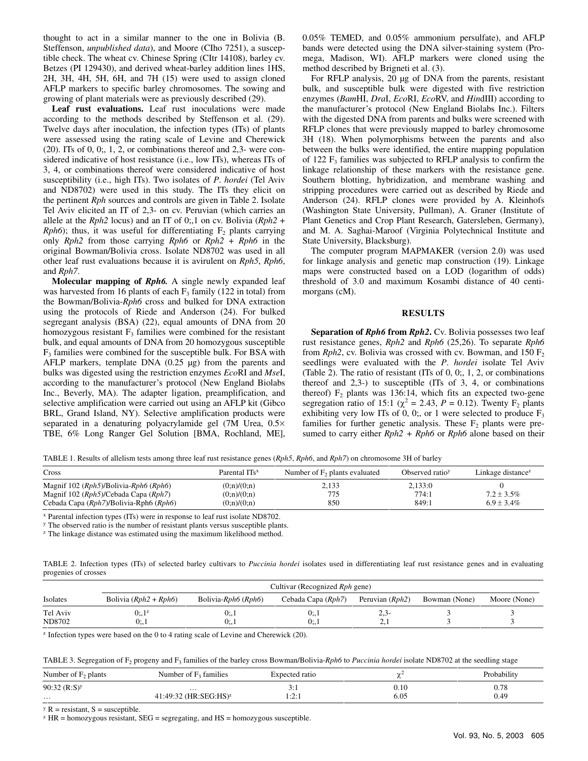thought to act in a similar manner to the one in Bolivia (B. Steffenson, *unpublished data*), and Moore (CIho 7251), a susceptible check. The wheat cv. Chinese Spring (CItr 14108), barley cv. Betzes (PI 129430), and derived wheat-barley addition lines 1HS, 2H, 3H, 4H, 5H, 6H, and 7H (15) were used to assign cloned AFLP markers to specific barley chromosomes. The sowing and growing of plant materials were as previously described (29).

**Leaf rust evaluations.** Leaf rust inoculations were made according to the methods described by Steffenson et al. (29). Twelve days after inoculation, the infection types (ITs) of plants were assessed using the rating scale of Levine and Cherewick (20). ITs of 0, 0;, 1, 2, or combinations thereof and 2,3- were considered indicative of host resistance (i.e., low ITs), whereas ITs of 3, 4, or combinations thereof were considered indicative of host susceptibility (i.e., high ITs). Two isolates of *P. hordei* (Tel Aviv and ND8702) were used in this study. The ITs they elicit on the pertinent *Rph* sources and controls are given in Table 2. Isolate Tel Aviv elicited an IT of 2,3- on cv. Peruvian (which carries an allele at the *Rph2* locus) and an IT of 0;,1 on cv. Bolivia (*Rph2* + *Rph6*); thus, it was useful for differentiating $F_2$ plants carrying only *Rph2* from those carrying *Rph6* or *Rph2* + *Rph6* in the original Bowman/Bolivia cross. Isolate ND8702 was used in all other leaf rust evaluations because it is avirulent on *Rph5*, *Rph6*, and *Rph7*.

**Molecular mapping of *Rph6*.** A single newly expanded leaf was harvested from 16 plants of each $F_3$ family (122 in total) from the Bowman/Bolivia-*Rph6* cross and bulked for DNA extraction using the protocols of Riede and Anderson (24). For bulked segregant analysis (BSA) (22), equal amounts of DNA from 20 homozygous resistant $F_3$ families were combined for the resistant bulk, and equal amounts of DNA from 20 homozygous susceptible $F_3$ families were combined for the susceptible bulk. For BSA with AFLP markers, template DNA (0.25 µg) from the parents and bulks was digested using the restriction enzymes *Eco*RI and *Mse*I, according to the manufacturer's protocol (New England Biolabs Inc., Beverly, MA). The adapter ligation, preamplification, and selective amplification were carried out using an AFLP kit (Gibco BRL, Grand Island, NY). Selective amplification products were separated in a denaturing polyacrylamide gel (7M Urea, 0.5× TBE, 6% Long Ranger Gel Solution [BMA, Rochland, ME], 0.05% TEMED, and 0.05% ammonium persulfate), and AFLP bands were detected using the DNA silver-staining system (Promega, Madison, WI). AFLP markers were cloned using the method described by Brigneti et al. (3).

For RFLP analysis, 20 µg of DNA from the parents, resistant bulk, and susceptible bulk were digested with five restriction enzymes (*Bam*HI, *Dra*I, *Eco*RI, *Eco*RV, and *Hin*dIII) according to the manufacturer's protocol (New England Biolabs Inc.). Filters with the digested DNA from parents and bulks were screened with RFLP clones that were previously mapped to barley chromosome 3H (18). When polymorphisms between the parents and also between the bulks were identified, the entire mapping population of 122 $F_3$ families was subjected to RFLP analysis to confirm the linkage relationship of these markers with the resistance gene. Southern blotting, hybridization, and membrane washing and stripping procedures were carried out as described by Riede and Anderson (24). RFLP clones were provided by A. Kleinhofs (Washington State University, Pullman), A. Graner (Institute of Plant Genetics and Crop Plant Research, Gatersleben, Germany), and M. A. Saghai-Maroof (Virginia Polytechnical Institute and State University, Blacksburg).

The computer program MAPMAKER (version 2.0) was used for linkage analysis and genetic map construction (19). Linkage maps were constructed based on a LOD (logarithm of odds) threshold of 3.0 and maximum Kosambi distance of 40 centimorgans (cM).

## RESULTS

**Separation of *Rph6* from *Rph2*.** Cv. Bolivia possesses two leaf rust resistance genes, *Rph2* and *Rph6* (25,26). To separate *Rph6* from *Rph2*, cv. Bolivia was crossed with cv. Bowman, and 150 $F_2$ seedlings were evaluated with the *P. hordei* isolate Tel Aviv (Table 2). The ratio of resistant (ITs of 0, 0;, 1, 2, or combinations thereof and 2,3-) to susceptible (ITs of 3, 4, or combinations thereof) $F_2$ plants was 136:14, which fits an expected two-gene segregation ratio of 15:1 ($\chi^2$ = 2.43, $P$ = 0.12). Twenty $F_2$ plants exhibiting very low ITs of 0, 0;, or 1 were selected to produce $F_3$ families for further genetic analysis. These $F_2$ plants were presumed to carry either *Rph2* + *Rph6* or *Rph6* alone based on their

TABLE 1. Results of allelism tests among three leaf rust resistance genes (*Rph5*, *Rph6*, and *Rph7*) on chromosome 3H of barley

| Cross | Parental ITs[x] | Number of $F_2$ plants evaluated | Observed ratio[y] | Linkage distance[z] |
|---|---|---|---|---|
| Magnif 102 (*Rph5*)/Bolivia-*Rph6* (*Rph6*) | (0;n)/(0;n) | 2,133 | 2,133:0 | 0 |
| Magnif 102 (*Rph5*)/Cebada Capa (*Rph7*) | (0;n)/(0;n) | 775 | 774:1 | 7.2 ± 3.5% |
| Cebada Capa (*Rph7*)/Bolivia-Rph6 (*Rph6*) | (0;n)/(0;n) | 850 | 849:1 | 6.9 ± 3.4% |

[x] Parental infection types (ITs) were in response to leaf rust isolate ND8702.
[y] The observed ratio is the number of resistant plants versus susceptible plants.
[z] The linkage distance was estimated using the maximum likelihood method.

TABLE 2. Infection types (ITs) of selected barley cultivars to *Puccinia hordei* isolates used in differentiating leaf rust resistance genes and in evaluating progenies of crosses

| Isolates | Cultivar (Recognized *Rph* gene) | | | | | |
|---|---|---|---|---|---|---|
| | Bolivia (*Rph2* + *Rph6*) | Bolivia-*Rph6* (*Rph6*) | Cebada Capa (*Rph7*) | Peruvian (*Rph2*) | Bowman (None) | Moore (None) |
| Tel Aviv | 0;,1[z] | 0;,1 | 0;,1 | 2,3- | 3 | 3 |
| ND8702 | 0;,1 | 0;,1 | 0;,1 | 2,1 | 3 | 3 |

[z] Infection types were based on the 0 to 4 rating scale of Levine and Cherewick (20).

TABLE 3. Segregation of $F_2$ progeny and $F_3$ families of the barley cross Bowman/Bolivia-*Rph6* to *Puccinia hordei* isolate ND8702 at the seedling stage

| Number of $F_2$ plants | Number of $F_3$ families | Expected ratio | $\chi^2$ | Probability |
|---|---|---|---|---|
| 90:32 (R:S)[y] | … | 3:1 | 0.10 | 0.78 |
| … | 41:49:32 (HR:SEG:HS)[z] | 1:2:1 | 6.05 | 0.49 |

[y] R = resistant, S = susceptible.
[z] HR = homozygous resistant, SEG = segregating, and HS = homozygous susceptible.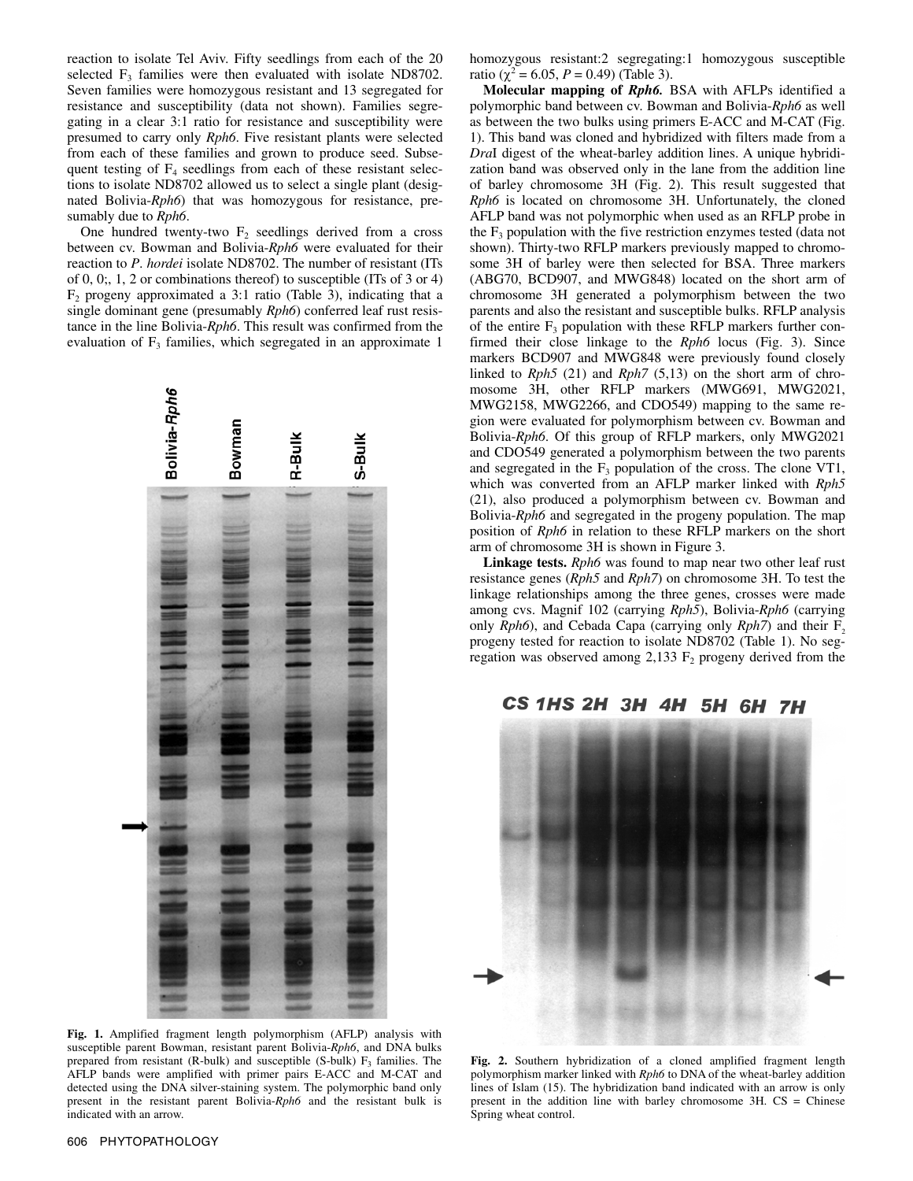reaction to isolate Tel Aviv. Fifty seedlings from each of the 20 selected $F_3$ families were then evaluated with isolate ND8702. Seven families were homozygous resistant and 13 segregated for resistance and susceptibility (data not shown). Families segregating in a clear 3:1 ratio for resistance and susceptibility were presumed to carry only *Rph6*. Five resistant plants were selected from each of these families and grown to produce seed. Subsequent testing of $F_4$ seedlings from each of these resistant selections to isolate ND8702 allowed us to select a single plant (designated Bolivia-*Rph6*) that was homozygous for resistance, presumably due to *Rph6*.

One hundred twenty-two $F_2$ seedlings derived from a cross between cv. Bowman and Bolivia-*Rph6* were evaluated for their reaction to *P. hordei* isolate ND8702. The number of resistant (ITs of 0, 0;, 1, 2 or combinations thereof) to susceptible (ITs of 3 or 4) $F_2$ progeny approximated a 3:1 ratio (Table 3), indicating that a single dominant gene (presumably *Rph6*) conferred leaf rust resistance in the line Bolivia-*Rph6*. This result was confirmed from the evaluation of $F_3$ families, which segregated in an approximate 1 homozygous resistant:2 segregating:1 homozygous susceptible ratio ($\chi^2 = 6.05$, $P = 0.49$) (Table 3).

**Molecular mapping of *Rph6*.** BSA with AFLPs identified a polymorphic band between cv. Bowman and Bolivia-*Rph6* as well as between the two bulks using primers E-ACC and M-CAT (Fig. 1). This band was cloned and hybridized with filters made from a *Dra*I digest of the wheat-barley addition lines. A unique hybridization band was observed only in the lane from the addition line of barley chromosome 3H (Fig. 2). This result suggested that *Rph6* is located on chromosome 3H. Unfortunately, the cloned AFLP band was not polymorphic when used as an RFLP probe in the $F_3$ population with the five restriction enzymes tested (data not shown). Thirty-two RFLP markers previously mapped to chromosome 3H of barley were then selected for BSA. Three markers (ABG70, BCD907, and MWG848) located on the short arm of chromosome 3H generated a polymorphism between the two parents and also the resistant and susceptible bulks. RFLP analysis of the entire $F_3$ population with these RFLP markers further confirmed their close linkage to the *Rph6* locus (Fig. 3). Since markers BCD907 and MWG848 were previously found closely linked to *Rph5* (21) and *Rph7* (5,13) on the short arm of chromosome 3H, other RFLP markers (MWG691, MWG2021, MWG2158, MWG2266, and CDO549) mapping to the same region were evaluated for polymorphism between cv. Bowman and Bolivia-*Rph6*. Of this group of RFLP markers, only MWG2021 and CDO549 generated a polymorphism between the two parents and segregated in the $F_3$ population of the cross. The clone VT1, which was converted from an AFLP marker linked with *Rph5* (21), also produced a polymorphism between cv. Bowman and Bolivia-*Rph6* and segregated in the progeny population. The map position of *Rph6* in relation to these RFLP markers on the short arm of chromosome 3H is shown in Figure 3.

**Linkage tests.** *Rph6* was found to map near two other leaf rust resistance genes (*Rph5* and *Rph7*) on chromosome 3H. To test the linkage relationships among the three genes, crosses were made among cvs. Magnif 102 (carrying *Rph5*), Bolivia-*Rph6* (carrying only *Rph6*), and Cebada Capa (carrying only *Rph7*) and their $F_2$ progeny tested for reaction to isolate ND8702 (Table 1). No segregation was observed among 2,133 $F_2$ progeny derived from the

**Fig. 1.** Amplified fragment length polymorphism (AFLP) analysis with susceptible parent Bowman, resistant parent Bolivia-*Rph6*, and DNA bulks prepared from resistant (R-bulk) and susceptible (S-bulk) $F_3$ families. The AFLP bands were amplified with primer pairs E-ACC and M-CAT and detected using the DNA silver-staining system. The polymorphic band only present in the resistant parent Bolivia-*Rph6* and the resistant bulk is indicated with an arrow.

**Fig. 2.** Southern hybridization of a cloned amplified fragment length polymorphism marker linked with *Rph6* to DNA of the wheat-barley addition lines of Islam (15). The hybridization band indicated with an arrow is only present in the addition line with barley chromosome 3H. CS = Chinese Spring wheat control.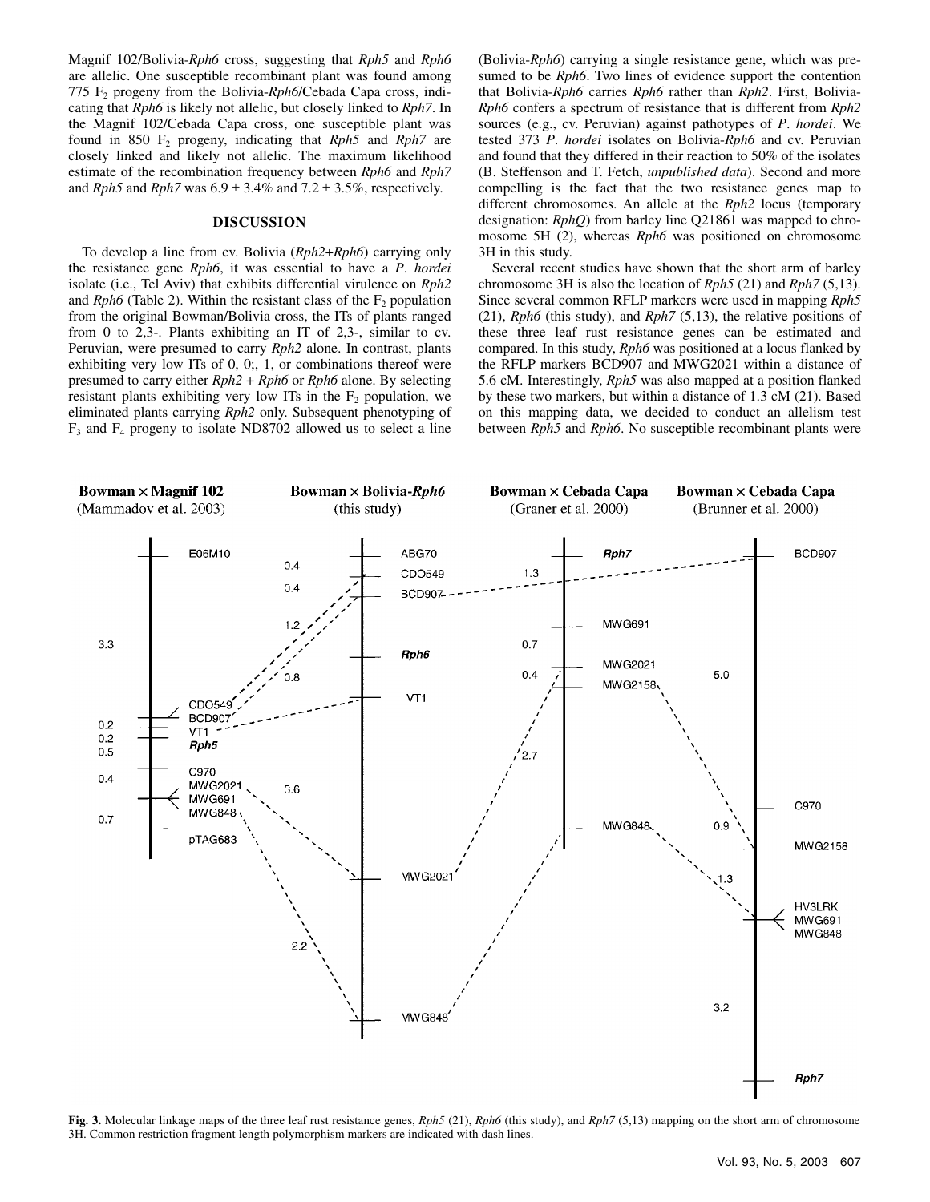Magnif 102/Bolivia-*Rph6* cross, suggesting that *Rph5* and *Rph6* are allelic. One susceptible recombinant plant was found among 775 $F_2$ progeny from the Bolivia-*Rph6*/Cebada Capa cross, indicating that *Rph6* is likely not allelic, but closely linked to *Rph7*. In the Magnif 102/Cebada Capa cross, one susceptible plant was found in 850 $F_2$ progeny, indicating that *Rph5* and *Rph7* are closely linked and likely not allelic. The maximum likelihood estimate of the recombination frequency between *Rph6* and *Rph7* and *Rph5* and *Rph7* was $6.9 \pm 3.4\%$ and $7.2 \pm 3.5\%$, respectively.

## DISCUSSION

To develop a line from cv. Bolivia (*Rph2*+*Rph6*) carrying only the resistance gene *Rph6*, it was essential to have a *P. hordei* isolate (i.e., Tel Aviv) that exhibits differential virulence on *Rph2* and *Rph6* (Table 2). Within the resistant class of the $F_2$ population from the original Bowman/Bolivia cross, the ITs of plants ranged from 0 to 2,3-. Plants exhibiting an IT of 2,3-, similar to cv. Peruvian, were presumed to carry *Rph2* alone. In contrast, plants exhibiting very low ITs of 0, 0;, 1, or combinations thereof were presumed to carry either *Rph2* + *Rph6* or *Rph6* alone. By selecting resistant plants exhibiting very low ITs in the $F_2$ population, we eliminated plants carrying *Rph2* only. Subsequent phenotyping of $F_3$ and $F_4$ progeny to isolate ND8702 allowed us to select a line (Bolivia-*Rph6*) carrying a single resistance gene, which was presumed to be *Rph6*. Two lines of evidence support the contention that Bolivia-*Rph6* carries *Rph6* rather than *Rph2*. First, Bolivia-*Rph6* confers a spectrum of resistance that is different from *Rph2* sources (e.g., cv. Peruvian) against pathotypes of *P. hordei*. We tested 373 *P. hordei* isolates on Bolivia-*Rph6* and cv. Peruvian and found that they differed in their reaction to 50% of the isolates (B. Steffenson and T. Fetch, *unpublished data*). Second and more compelling is the fact that the two resistance genes map to different chromosomes. An allele at the *Rph2* locus (temporary designation: *RphQ*) from barley line Q21861 was mapped to chromosome 5H (2), whereas *Rph6* was positioned on chromosome 3H in this study.

Several recent studies have shown that the short arm of barley chromosome 3H is also the location of *Rph5* (21) and *Rph7* (5,13). Since several common RFLP markers were used in mapping *Rph5* (21), *Rph6* (this study), and *Rph7* (5,13), the relative positions of these three leaf rust resistance genes can be estimated and compared. In this study, *Rph6* was positioned at a locus flanked by the RFLP markers BCD907 and MWG2021 within a distance of 5.6 cM. Interestingly, *Rph5* was also mapped at a position flanked by these two markers, but within a distance of 1.3 cM (21). Based on this mapping data, we decided to conduct an allelism test between *Rph5* and *Rph6*. No susceptible recombinant plants were

**Fig. 3.** Molecular linkage maps of the three leaf rust resistance genes, *Rph5* (21), *Rph6* (this study), and *Rph7* (5,13) mapping on the short arm of chromosome 3H. Common restriction fragment length polymorphism markers are indicated with dash lines.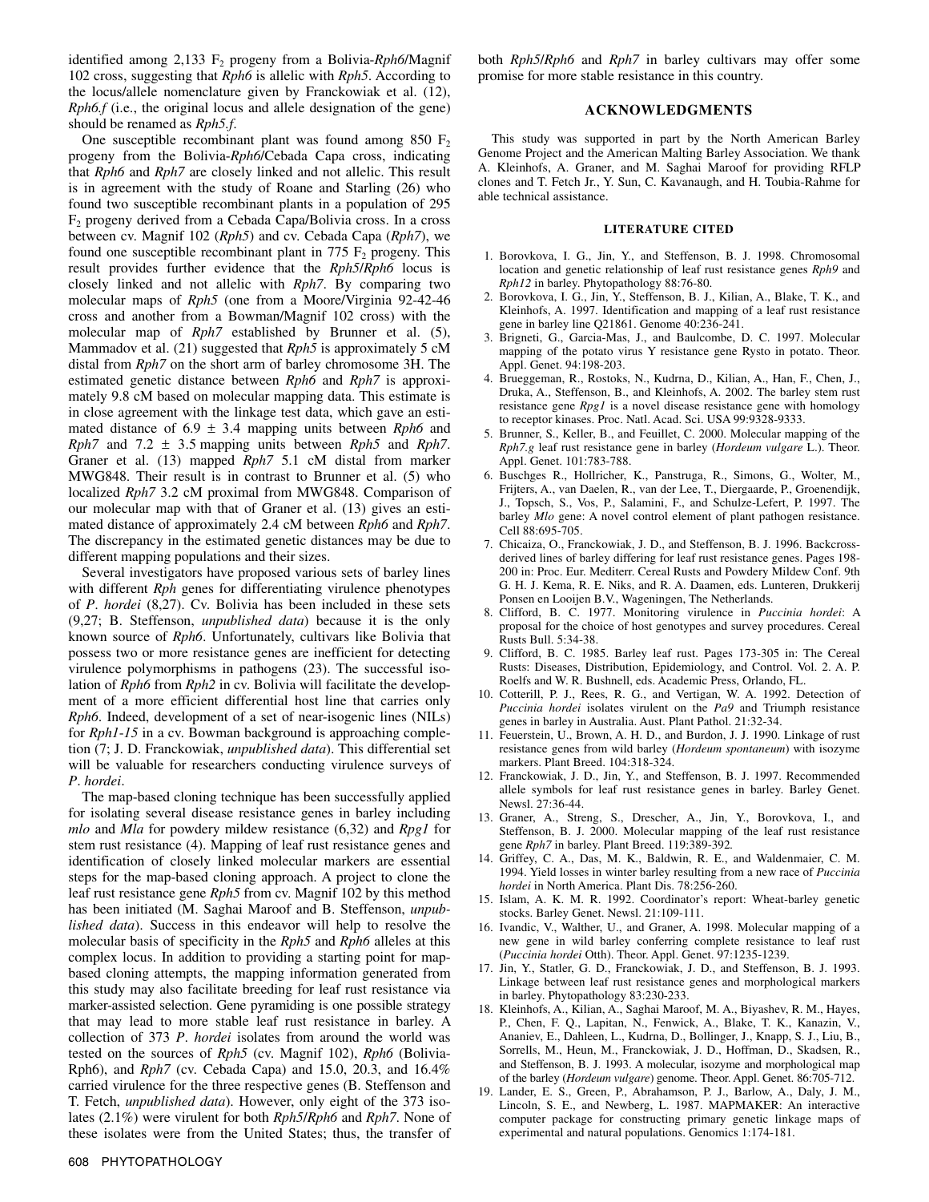identified among 2,133 $F_2$ progeny from a Bolivia-*Rph6*/Magnif 102 cross, suggesting that *Rph6* is allelic with *Rph5*. According to the locus/allele nomenclature given by Franckowiak et al. (12), *Rph6.f* (i.e., the original locus and allele designation of the gene) should be renamed as *Rph5.f*.

One susceptible recombinant plant was found among 850 $F_2$ progeny from the Bolivia-*Rph6*/Cebada Capa cross, indicating that *Rph6* and *Rph7* are closely linked and not allelic. This result is in agreement with the study of Roane and Starling (26) who found two susceptible recombinant plants in a population of 295 $F_2$ progeny derived from a Cebada Capa/Bolivia cross. In a cross between cv. Magnif 102 (*Rph5*) and cv. Cebada Capa (*Rph7*), we found one susceptible recombinant plant in 775 $F_2$ progeny. This result provides further evidence that the *Rph5*/*Rph6* locus is closely linked and not allelic with *Rph7*. By comparing two molecular maps of *Rph5* (one from a Moore/Virginia 92-42-46 cross and another from a Bowman/Magnif 102 cross) with the molecular map of *Rph7* established by Brunner et al. (5), Mammadov et al. (21) suggested that *Rph5* is approximately 5 cM distal from *Rph7* on the short arm of barley chromosome 3H. The estimated genetic distance between *Rph6* and *Rph7* is approximately 9.8 cM based on molecular mapping data. This estimate is in close agreement with the linkage test data, which gave an estimated distance of 6.9 ± 3.4 mapping units between *Rph6* and *Rph7* and 7.2 ± 3.5 mapping units between *Rph5* and *Rph7*. Graner et al. (13) mapped *Rph7* 5.1 cM distal from marker MWG848. Their result is in contrast to Brunner et al. (5) who localized *Rph7* 3.2 cM proximal from MWG848. Comparison of our molecular map with that of Graner et al. (13) gives an estimated distance of approximately 2.4 cM between *Rph6* and *Rph7*. The discrepancy in the estimated genetic distances may be due to different mapping populations and their sizes.

Several investigators have proposed various sets of barley lines with different *Rph* genes for differentiating virulence phenotypes of *P. hordei* (8,27). Cv. Bolivia has been included in these sets (9,27; B. Steffenson, *unpublished data*) because it is the only known source of *Rph6*. Unfortunately, cultivars like Bolivia that possess two or more resistance genes are inefficient for detecting virulence polymorphisms in pathogens (23). The successful isolation of *Rph6* from *Rph2* in cv. Bolivia will facilitate the development of a more efficient differential host line that carries only *Rph6*. Indeed, development of a set of near-isogenic lines (NILs) for *Rph1-15* in a cv. Bowman background is approaching completion (7; J. D. Franckowiak, *unpublished data*). This differential set will be valuable for researchers conducting virulence surveys of *P. hordei*.

The map-based cloning technique has been successfully applied for isolating several disease resistance genes in barley including *mlo* and *Mla* for powdery mildew resistance (6,32) and *Rpg1* for stem rust resistance (4). Mapping of leaf rust resistance genes and identification of closely linked molecular markers are essential steps for the map-based cloning approach. A project to clone the leaf rust resistance gene *Rph5* from cv. Magnif 102 by this method has been initiated (M. Saghai Maroof and B. Steffenson, *unpublished data*). Success in this endeavor will help to resolve the molecular basis of specificity in the *Rph5* and *Rph6* alleles at this complex locus. In addition to providing a starting point for map-based cloning attempts, the mapping information generated from this study may also facilitate breeding for leaf rust resistance via marker-assisted selection. Gene pyramiding is one possible strategy that may lead to more stable leaf rust resistance in barley. A collection of 373 *P. hordei* isolates from around the world was tested on the sources of *Rph5* (cv. Magnif 102), *Rph6* (Bolivia-Rph6), and *Rph7* (cv. Cebada Capa) and 15.0, 20.3, and 16.4% carried virulence for the three respective genes (B. Steffenson and T. Fetch, *unpublished data*). However, only eight of the 373 isolates (2.1%) were virulent for both *Rph5*/*Rph6* and *Rph7*. None of these isolates were from the United States; thus, the transfer of both *Rph5*/*Rph6* and *Rph7* in barley cultivars may offer some promise for more stable resistance in this country.

## ACKNOWLEDGMENTS

This study was supported in part by the North American Barley Genome Project and the American Malting Barley Association. We thank A. Kleinhofs, A. Graner, and M. Saghai Maroof for providing RFLP clones and T. Fetch Jr., Y. Sun, C. Kavanaugh, and H. Toubia-Rahme for able technical assistance.

## LITERATURE CITED

1. Borovkova, I. G., Jin, Y., and Steffenson, B. J. 1998. Chromosomal location and genetic relationship of leaf rust resistance genes *Rph9* and *Rph12* in barley. Phytopathology 88:76-80.
2. Borovkova, I. G., Jin, Y., Steffenson, B. J., Kilian, A., Blake, T. K., and Kleinhofs, A. 1997. Identification and mapping of a leaf rust resistance gene in barley line Q21861. Genome 40:236-241.
3. Brigneti, G., Garcia-Mas, J., and Baulcombe, D. C. 1997. Molecular mapping of the potato virus Y resistance gene Rysto in potato. Theor. Appl. Genet. 94:198-203.
4. Brueggeman, R., Rostoks, N., Kudrna, D., Kilian, A., Han, F., Chen, J., Druka, A., Steffenson, B., and Kleinhofs, A. 2002. The barley stem rust resistance gene *Rpg1* is a novel disease resistance gene with homology to receptor kinases. Proc. Natl. Acad. Sci. USA 99:9328-9333.
5. Brunner, S., Keller, B., and Feuillet, C. 2000. Molecular mapping of the *Rph7.g* leaf rust resistance gene in barley (*Hordeum vulgare* L.). Theor. Appl. Genet. 101:783-788.
6. Buschges R., Hollricher, K., Panstruga, R., Simons, G., Wolter, M., Frijters, A., van Daelen, R., van der Lee, T., Diergaarde, P., Groenendijk, J., Topsch, S., Vos, P., Salamini, F., and Schulze-Lefert, P. 1997. The barley *Mlo* gene: A novel control element of plant pathogen resistance. Cell 88:695-705.
7. Chicaiza, O., Franckowiak, J. D., and Steffenson, B. J. 1996. Backcross-derived lines of barley differing for leaf rust resistance genes. Pages 198-200 in: Proc. Eur. Mediterr. Cereal Rusts and Powdery Mildew Conf. 9th G. H. J. Kema, R. E. Niks, and R. A. Daamen, eds. Lunteren, Drukkerij Ponsen en Looijen B.V., Wageningen, The Netherlands.
8. Clifford, B. C. 1977. Monitoring virulence in *Puccinia hordei*: A proposal for the choice of host genotypes and survey procedures. Cereal Rusts Bull. 5:34-38.
9. Clifford, B. C. 1985. Barley leaf rust. Pages 173-305 in: The Cereal Rusts: Diseases, Distribution, Epidemiology, and Control. Vol. 2. A. P. Roelfs and W. R. Bushnell, eds. Academic Press, Orlando, FL.
10. Cotterill, P. J., Rees, R. G., and Vertigan, W. A. 1992. Detection of *Puccinia hordei* isolates virulent on the *Pa9* and Triumph resistance genes in barley in Australia. Aust. Plant Pathol. 21:32-34.
11. Feuerstein, U., Brown, A. H. D., and Burdon, J. J. 1990. Linkage of rust resistance genes from wild barley (*Hordeum spontaneum*) with isozyme markers. Plant Breed. 104:318-324.
12. Franckowiak, J. D., Jin, Y., and Steffenson, B. J. 1997. Recommended allele symbols for leaf rust resistance genes in barley. Barley Genet. Newsl. 27:36-44.
13. Graner, A., Streng, S., Drescher, A., Jin, Y., Borovkova, I., and Steffenson, B. J. 2000. Molecular mapping of the leaf rust resistance gene *Rph7* in barley. Plant Breed. 119:389-392.
14. Griffey, C. A., Das, M. K., Baldwin, R. E., and Waldenmaier, C. M. 1994. Yield losses in winter barley resulting from a new race of *Puccinia hordei* in North America. Plant Dis. 78:256-260.
15. Islam, A. K. M. R. 1992. Coordinator's report: Wheat-barley genetic stocks. Barley Genet. Newsl. 21:109-111.
16. Ivandic, V., Walther, U., and Graner, A. 1998. Molecular mapping of a new gene in wild barley conferring complete resistance to leaf rust (*Puccinia hordei* Otth). Theor. Appl. Genet. 97:1235-1239.
17. Jin, Y., Statler, G. D., Franckowiak, J. D., and Steffenson, B. J. 1993. Linkage between leaf rust resistance genes and morphological markers in barley. Phytopathology 83:230-233.
18. Kleinhofs, A., Kilian, A., Saghai Maroof, M. A., Biyashev, R. M., Hayes, P., Chen, F. Q., Lapitan, N., Fenwick, A., Blake, T. K., Kanazin, V., Ananiev, E., Dahleen, L., Kudrna, D., Bollinger, J., Knapp, S. J., Liu, B., Sorrells, M., Heun, M., Franckowiak, J. D., Hoffman, D., Skadsen, R., and Steffenson, B. J. 1993. A molecular, isozyme and morphological map of the barley (*Hordeum vulgare*) genome. Theor. Appl. Genet. 86:705-712.
19. Lander, E. S., Green, P., Abrahamson, P. J., Barlow, A., Daly, J. M., Lincoln, S. E., and Newberg, L. 1987. MAPMAKER: An interactive computer package for constructing primary genetic linkage maps of experimental and natural populations. Genomics 1:174-181.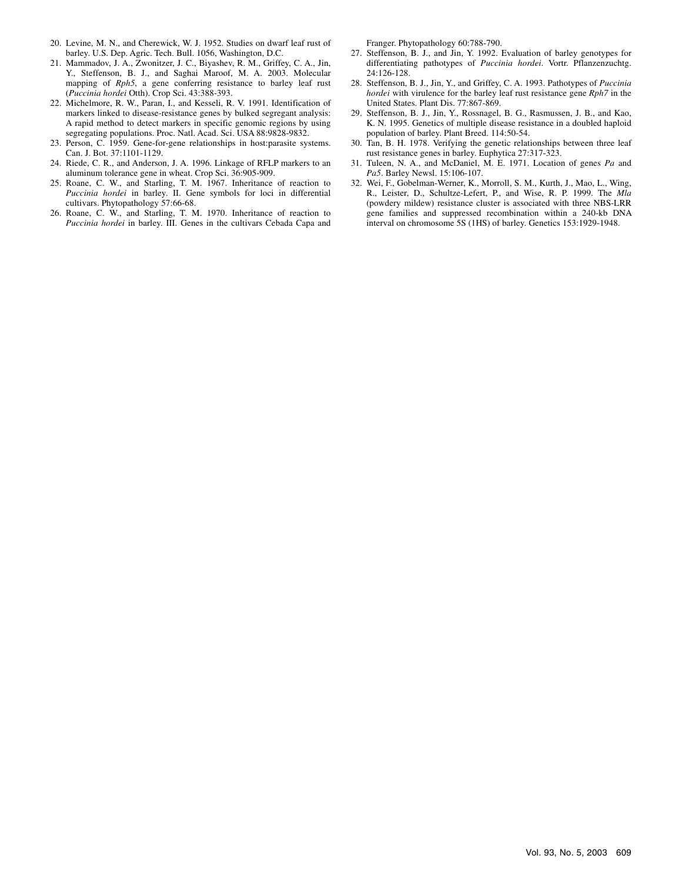20. Levine, M. N., and Cherewick, W. J. 1952. Studies on dwarf leaf rust of barley. U.S. Dep. Agric. Tech. Bull. 1056, Washington, D.C.
21. Mammadov, J. A., Zwonitzer, J. C., Biyashev, R. M., Griffey, C. A., Jin, Y., Steffenson, B. J., and Saghai Maroof, M. A. 2003. Molecular mapping of *Rph5*, a gene conferring resistance to barley leaf rust (*Puccinia hordei* Otth). Crop Sci. 43:388-393.
22. Michelmore, R. W., Paran, I., and Kesseli, R. V. 1991. Identification of markers linked to disease-resistance genes by bulked segregant analysis: A rapid method to detect markers in specific genomic regions by using segregating populations. Proc. Natl. Acad. Sci. USA 88:9828-9832.
23. Person, C. 1959. Gene-for-gene relationships in host:parasite systems. Can. J. Bot. 37:1101-1129.
24. Riede, C. R., and Anderson, J. A. 1996. Linkage of RFLP markers to an aluminum tolerance gene in wheat. Crop Sci. 36:905-909.
25. Roane, C. W., and Starling, T. M. 1967. Inheritance of reaction to *Puccinia hordei* in barley. II. Gene symbols for loci in differential cultivars. Phytopathology 57:66-68.
26. Roane, C. W., and Starling, T. M. 1970. Inheritance of reaction to *Puccinia hordei* in barley. III. Genes in the cultivars Cebada Capa and Franger. Phytopathology 60:788-790.
27. Steffenson, B. J., and Jin, Y. 1992. Evaluation of barley genotypes for differentiating pathotypes of *Puccinia hordei*. Vortr. Pflanzenzuchtg. 24:126-128.
28. Steffenson, B. J., Jin, Y., and Griffey, C. A. 1993. Pathotypes of *Puccinia hordei* with virulence for the barley leaf rust resistance gene *Rph7* in the United States. Plant Dis. 77:867-869.
29. Steffenson, B. J., Jin, Y., Rossnagel, B. G., Rasmussen, J. B., and Kao, K. N. 1995. Genetics of multiple disease resistance in a doubled haploid population of barley. Plant Breed. 114:50-54.
30. Tan, B. H. 1978. Verifying the genetic relationships between three leaf rust resistance genes in barley. Euphytica 27:317-323.
31. Tuleen, N. A., and McDaniel, M. E. 1971. Location of genes *Pa* and *Pa5*. Barley Newsl. 15:106-107.
32. Wei, F., Gobelman-Werner, K., Morroll, S. M., Kurth, J., Mao, L., Wing, R., Leister, D., Schultze-Lefert, P., and Wise, R. P. 1999. The *Mla* (powdery mildew) resistance cluster is associated with three NBS-LRR gene families and suppressed recombination within a 240-kb DNA interval on chromosome 5S (1HS) of barley. Genetics 153:1929-1948.